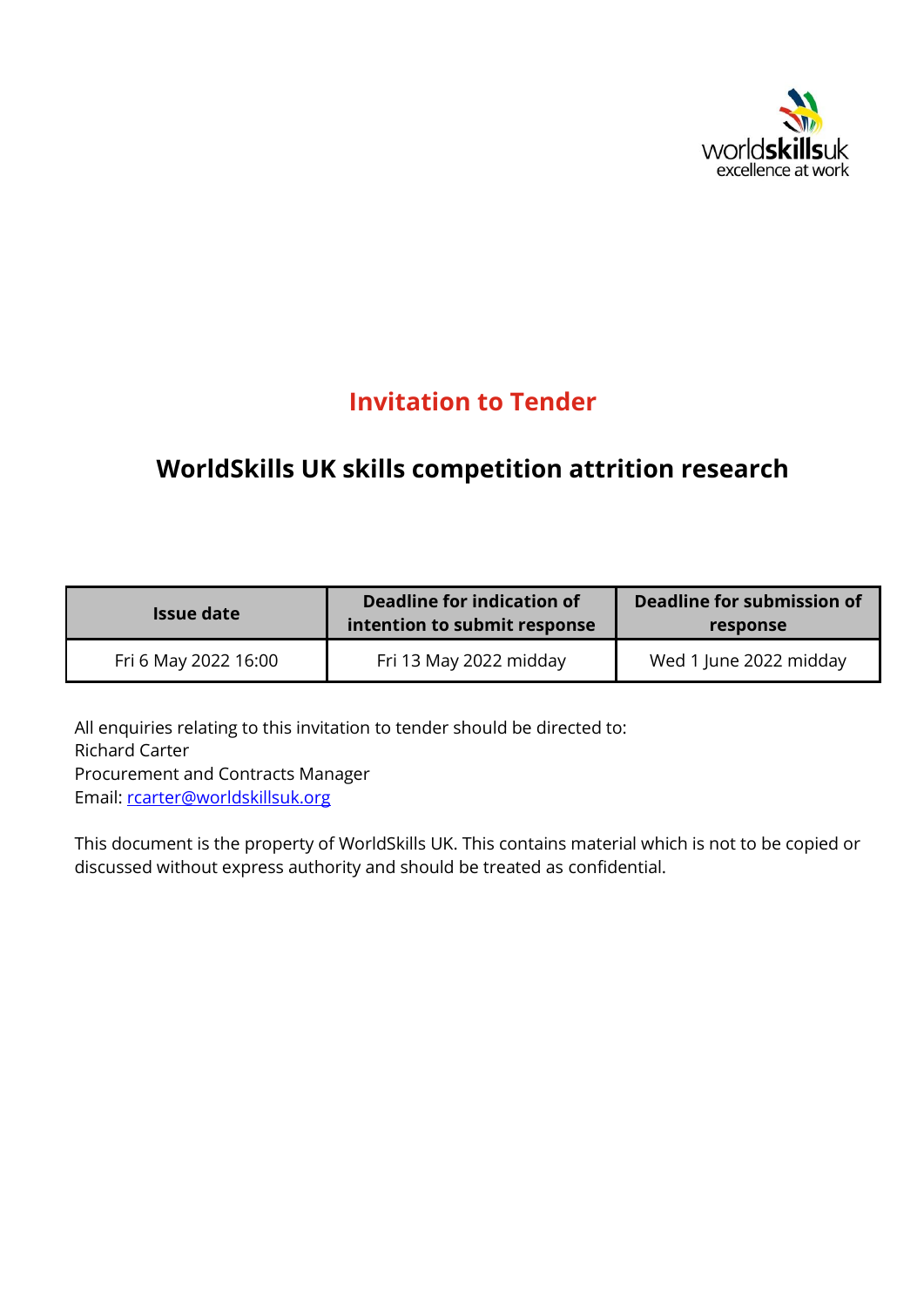# Invitation to Tender

## WorldSkills UK skills competition attrition research

| Issue date | Deadline for indication of intention to submit response | Deadline for submission of response |
|---|---|---|
| Fri 6 May 2022 16:00 | Fri 13 May 2022 midday | Wed 1 June 2022 midday |

All enquiries relating to this invitation to tender should be directed to:
Richard Carter
Procurement and Contracts Manager
Email: rcarter@worldskillsuk.org

This document is the property of WorldSkills UK. This contains material which is not to be copied or discussed without express authority and should be treated as confidential.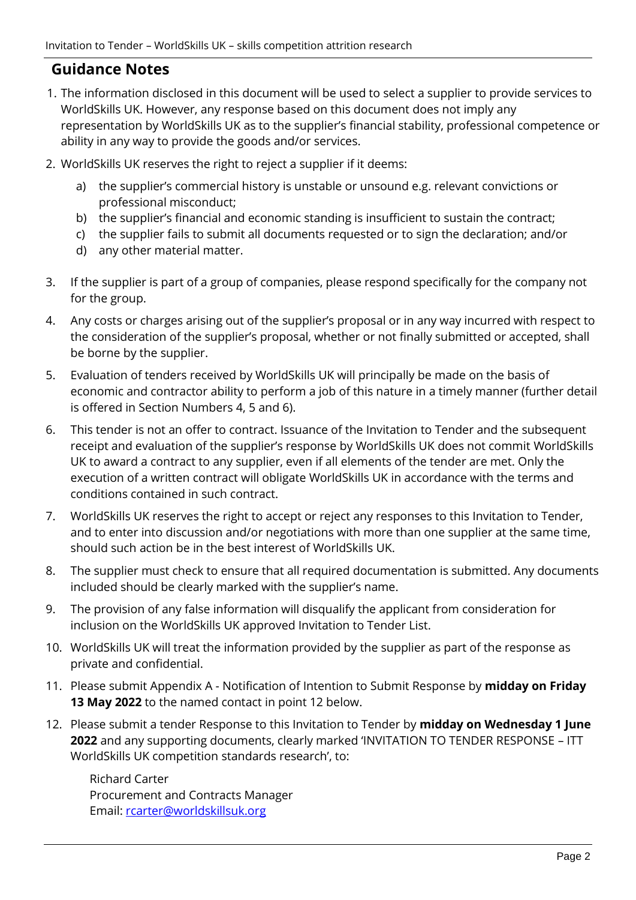## Guidance Notes

1. The information disclosed in this document will be used to select a supplier to provide services to WorldSkills UK. However, any response based on this document does not imply any representation by WorldSkills UK as to the supplier's financial stability, professional competence or ability in any way to provide the goods and/or services.
2. WorldSkills UK reserves the right to reject a supplier if it deems:
   a) the supplier's commercial history is unstable or unsound e.g. relevant convictions or professional misconduct;
   b) the supplier's financial and economic standing is insufficient to sustain the contract;
   c) the supplier fails to submit all documents requested or to sign the declaration; and/or
   d) any other material matter.
3. If the supplier is part of a group of companies, please respond specifically for the company not for the group.
4. Any costs or charges arising out of the supplier's proposal or in any way incurred with respect to the consideration of the supplier's proposal, whether or not finally submitted or accepted, shall be borne by the supplier.
5. Evaluation of tenders received by WorldSkills UK will principally be made on the basis of economic and contractor ability to perform a job of this nature in a timely manner (further detail is offered in Section Numbers 4, 5 and 6).
6. This tender is not an offer to contract. Issuance of the Invitation to Tender and the subsequent receipt and evaluation of the supplier's response by WorldSkills UK does not commit WorldSkills UK to award a contract to any supplier, even if all elements of the tender are met. Only the execution of a written contract will obligate WorldSkills UK in accordance with the terms and conditions contained in such contract.
7. WorldSkills UK reserves the right to accept or reject any responses to this Invitation to Tender, and to enter into discussion and/or negotiations with more than one supplier at the same time, should such action be in the best interest of WorldSkills UK.
8. The supplier must check to ensure that all required documentation is submitted. Any documents included should be clearly marked with the supplier's name.
9. The provision of any false information will disqualify the applicant from consideration for inclusion on the WorldSkills UK approved Invitation to Tender List.
10. WorldSkills UK will treat the information provided by the supplier as part of the response as private and confidential.
11. Please submit Appendix A - Notification of Intention to Submit Response by **midday on Friday 13 May 2022** to the named contact in point 12 below.
12. Please submit a tender Response to this Invitation to Tender by **midday on Wednesday 1 June 2022** and any supporting documents, clearly marked 'INVITATION TO TENDER RESPONSE – ITT WorldSkills UK competition standards research', to:

    Richard Carter
    Procurement and Contracts Manager
    Email: rcarter@worldskillsuk.org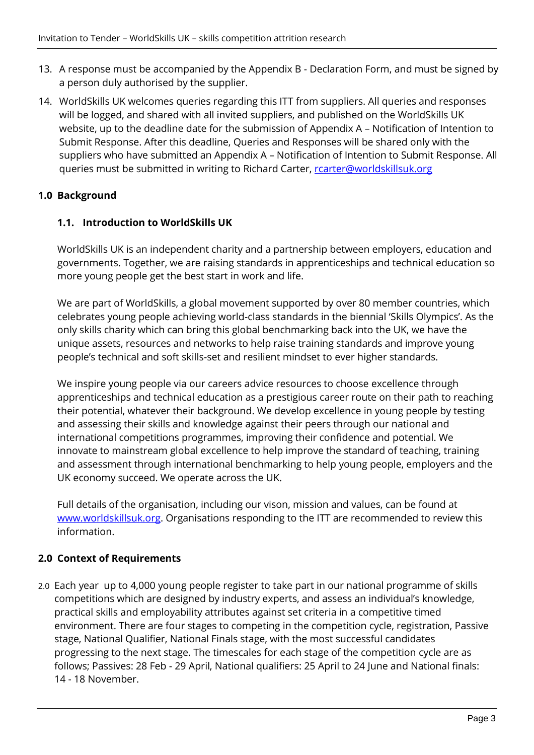13. A response must be accompanied by the Appendix B - Declaration Form, and must be signed by a person duly authorised by the supplier.
14. WorldSkills UK welcomes queries regarding this ITT from suppliers. All queries and responses will be logged, and shared with all invited suppliers, and published on the WorldSkills UK website, up to the deadline date for the submission of Appendix A – Notification of Intention to Submit Response. After this deadline, Queries and Responses will be shared only with the suppliers who have submitted an Appendix A – Notification of Intention to Submit Response. All queries must be submitted in writing to Richard Carter, [rcarter@worldskillsuk.org](mailto:rcarter@worldskillsuk.org)

## 1.0 Background

### 1.1. Introduction to WorldSkills UK

WorldSkills UK is an independent charity and a partnership between employers, education and governments. Together, we are raising standards in apprenticeships and technical education so more young people get the best start in work and life.

We are part of WorldSkills, a global movement supported by over 80 member countries, which celebrates young people achieving world-class standards in the biennial 'Skills Olympics'. As the only skills charity which can bring this global benchmarking back into the UK, we have the unique assets, resources and networks to help raise training standards and improve young people's technical and soft skills-set and resilient mindset to ever higher standards.

We inspire young people via our careers advice resources to choose excellence through apprenticeships and technical education as a prestigious career route on their path to reaching their potential, whatever their background. We develop excellence in young people by testing and assessing their skills and knowledge against their peers through our national and international competitions programmes, improving their confidence and potential. We innovate to mainstream global excellence to help improve the standard of teaching, training and assessment through international benchmarking to help young people, employers and the UK economy succeed. We operate across the UK.

Full details of the organisation, including our vison, mission and values, can be found at [www.worldskillsuk.org](http://www.worldskillsuk.org). Organisations responding to the ITT are recommended to review this information.

## 2.0 Context of Requirements

2.0 Each year up to 4,000 young people register to take part in our national programme of skills competitions which are designed by industry experts, and assess an individual's knowledge, practical skills and employability attributes against set criteria in a competitive timed environment. There are four stages to competing in the competition cycle, registration, Passive stage, National Qualifier, National Finals stage, with the most successful candidates progressing to the next stage. The timescales for each stage of the competition cycle are as follows; Passives: 28 Feb - 29 April, National qualifiers: 25 April to 24 June and National finals: 14 - 18 November.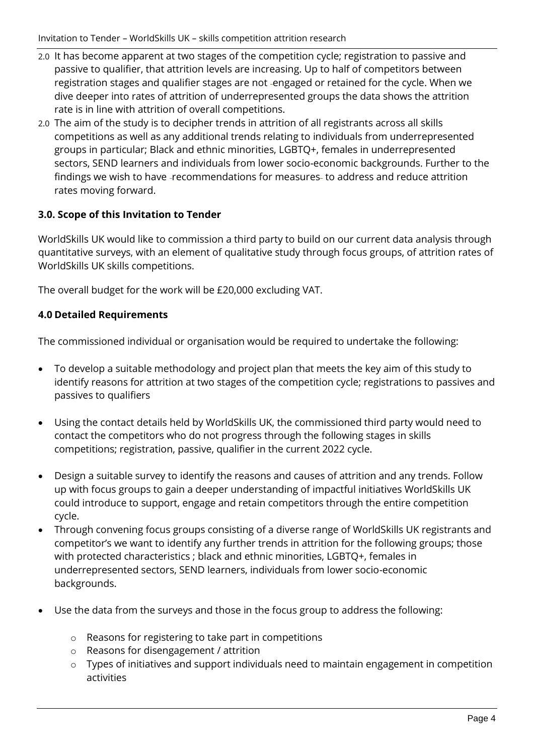2.0 It has become apparent at two stages of the competition cycle; registration to passive and passive to qualifier, that attrition levels are increasing. Up to half of competitors between registration stages and qualifier stages are not engaged or retained for the cycle. When we dive deeper into rates of attrition of underrepresented groups the data shows the attrition rate is in line with attrition of overall competitions.

2.0 The aim of the study is to decipher trends in attrition of all registrants across all skills competitions as well as any additional trends relating to individuals from underrepresented groups in particular; Black and ethnic minorities, LGBTQ+, females in underrepresented sectors, SEND learners and individuals from lower socio-economic backgrounds. Further to the findings we wish to have recommendations for measures to address and reduce attrition rates moving forward.

### 3.0. Scope of this Invitation to Tender

WorldSkills UK would like to commission a third party to build on our current data analysis through quantitative surveys, with an element of qualitative study through focus groups, of attrition rates of WorldSkills UK skills competitions.

The overall budget for the work will be £20,000 excluding VAT.

### 4.0 Detailed Requirements

The commissioned individual or organisation would be required to undertake the following:

- To develop a suitable methodology and project plan that meets the key aim of this study to identify reasons for attrition at two stages of the competition cycle; registrations to passives and passives to qualifiers
- Using the contact details held by WorldSkills UK, the commissioned third party would need to contact the competitors who do not progress through the following stages in skills competitions; registration, passive, qualifier in the current 2022 cycle.
- Design a suitable survey to identify the reasons and causes of attrition and any trends. Follow up with focus groups to gain a deeper understanding of impactful initiatives WorldSkills UK could introduce to support, engage and retain competitors through the entire competition cycle.
- Through convening focus groups consisting of a diverse range of WorldSkills UK registrants and competitor's we want to identify any further trends in attrition for the following groups; those with protected characteristics ; black and ethnic minorities, LGBTQ+, females in underrepresented sectors, SEND learners, individuals from lower socio-economic backgrounds.
- Use the data from the surveys and those in the focus group to address the following:
  - Reasons for registering to take part in competitions
  - Reasons for disengagement / attrition
  - Types of initiatives and support individuals need to maintain engagement in competition activities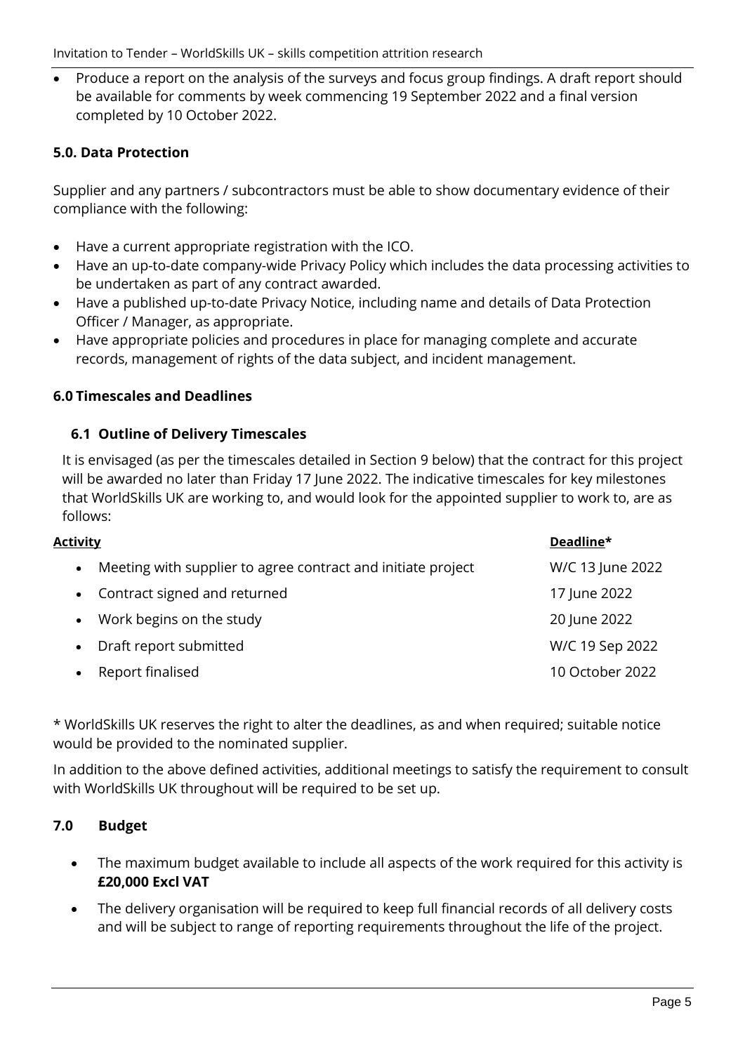- Produce a report on the analysis of the surveys and focus group findings. A draft report should be available for comments by week commencing 19 September 2022 and a final version completed by 10 October 2022.

### 5.0. Data Protection

Supplier and any partners / subcontractors must be able to show documentary evidence of their compliance with the following:

- Have a current appropriate registration with the ICO.
- Have an up-to-date company-wide Privacy Policy which includes the data processing activities to be undertaken as part of any contract awarded.
- Have a published up-to-date Privacy Notice, including name and details of Data Protection Officer / Manager, as appropriate.
- Have appropriate policies and procedures in place for managing complete and accurate records, management of rights of the data subject, and incident management.

### 6.0 Timescales and Deadlines

#### 6.1 Outline of Delivery Timescales

It is envisaged (as per the timescales detailed in Section 9 below) that the contract for this project will be awarded no later than Friday 17 June 2022. The indicative timescales for key milestones that WorldSkills UK are working to, and would look for the appointed supplier to work to, are as follows:

| **Activity** | **Deadline*** |
|---|---|
| Meeting with supplier to agree contract and initiate project | W/C 13 June 2022 |
| Contract signed and returned | 17 June 2022 |
| Work begins on the study | 20 June 2022 |
| Draft report submitted | W/C 19 Sep 2022 |
| Report finalised | 10 October 2022 |

* WorldSkills UK reserves the right to alter the deadlines, as and when required; suitable notice would be provided to the nominated supplier.

In addition to the above defined activities, additional meetings to satisfy the requirement to consult with WorldSkills UK throughout will be required to be set up.

### 7.0 Budget

- The maximum budget available to include all aspects of the work required for this activity is **£20,000 Excl VAT**
- The delivery organisation will be required to keep full financial records of all delivery costs and will be subject to range of reporting requirements throughout the life of the project.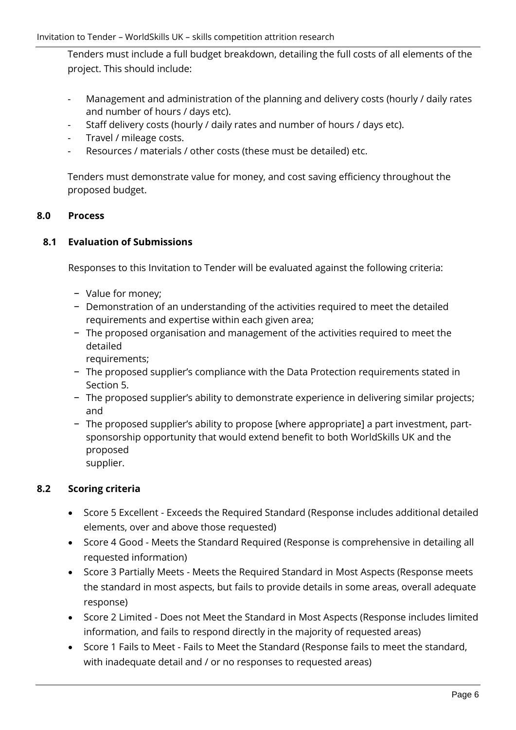Tenders must include a full budget breakdown, detailing the full costs of all elements of the project. This should include:

- Management and administration of the planning and delivery costs (hourly / daily rates and number of hours / days etc).
- Staff delivery costs (hourly / daily rates and number of hours / days etc).
- Travel / mileage costs.
- Resources / materials / other costs (these must be detailed) etc.

Tenders must demonstrate value for money, and cost saving efficiency throughout the proposed budget.

## 8.0 Process

### 8.1 Evaluation of Submissions

Responses to this Invitation to Tender will be evaluated against the following criteria:

- Value for money;
- Demonstration of an understanding of the activities required to meet the detailed requirements and expertise within each given area;
- The proposed organisation and management of the activities required to meet the detailed requirements;
- The proposed supplier's compliance with the Data Protection requirements stated in Section 5.
- The proposed supplier's ability to demonstrate experience in delivering similar projects; and
- The proposed supplier's ability to propose [where appropriate] a part investment, part-sponsorship opportunity that would extend benefit to both WorldSkills UK and the proposed supplier.

### 8.2 Scoring criteria

- Score 5 Excellent - Exceeds the Required Standard (Response includes additional detailed elements, over and above those requested)
- Score 4 Good - Meets the Standard Required (Response is comprehensive in detailing all requested information)
- Score 3 Partially Meets - Meets the Required Standard in Most Aspects (Response meets the standard in most aspects, but fails to provide details in some areas, overall adequate response)
- Score 2 Limited - Does not Meet the Standard in Most Aspects (Response includes limited information, and fails to respond directly in the majority of requested areas)
- Score 1 Fails to Meet - Fails to Meet the Standard (Response fails to meet the standard, with inadequate detail and / or no responses to requested areas)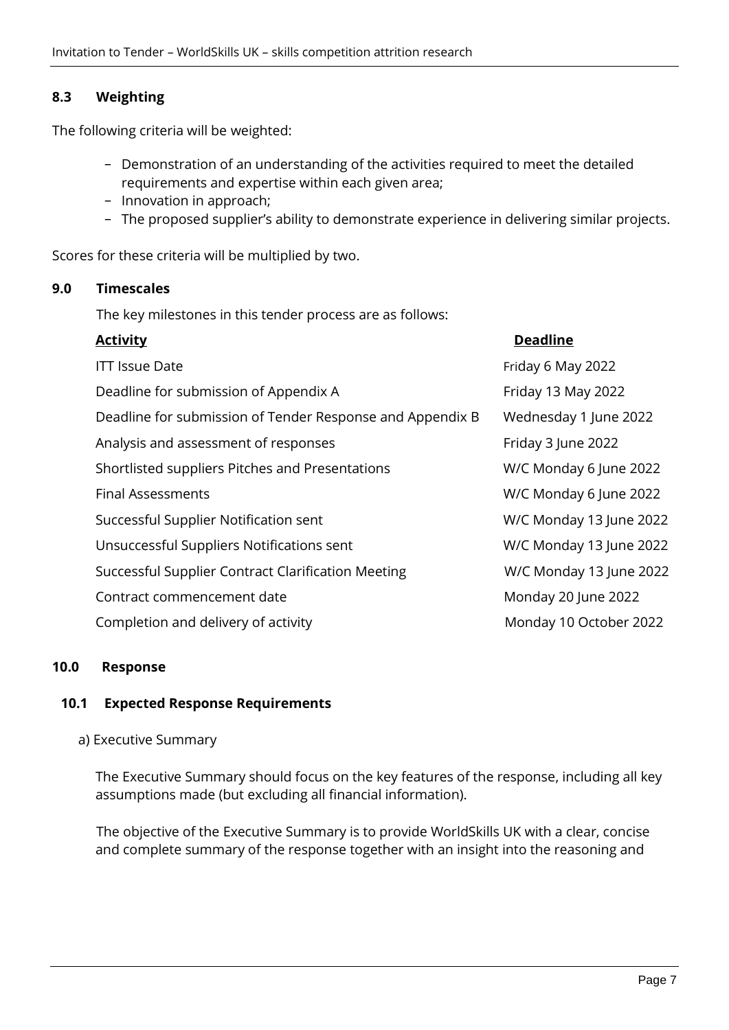### 8.3 Weighting

The following criteria will be weighted:

- Demonstration of an understanding of the activities required to meet the detailed requirements and expertise within each given area;
- Innovation in approach;
- The proposed supplier's ability to demonstrate experience in delivering similar projects.

Scores for these criteria will be multiplied by two.

## 9.0 Timescales

The key milestones in this tender process are as follows:

| Activity | Deadline |
|---|---|
| ITT Issue Date | Friday 6 May 2022 |
| Deadline for submission of Appendix A | Friday 13 May 2022 |
| Deadline for submission of Tender Response and Appendix B | Wednesday 1 June 2022 |
| Analysis and assessment of responses | Friday 3 June 2022 |
| Shortlisted suppliers Pitches and Presentations | W/C Monday 6 June 2022 |
| Final Assessments | W/C Monday 6 June 2022 |
| Successful Supplier Notification sent | W/C Monday 13 June 2022 |
| Unsuccessful Suppliers Notifications sent | W/C Monday 13 June 2022 |
| Successful Supplier Contract Clarification Meeting | W/C Monday 13 June 2022 |
| Contract commencement date | Monday 20 June 2022 |
| Completion and delivery of activity | Monday 10 October 2022 |

## 10.0 Response

### 10.1 Expected Response Requirements

a) Executive Summary

The Executive Summary should focus on the key features of the response, including all key assumptions made (but excluding all financial information).

The objective of the Executive Summary is to provide WorldSkills UK with a clear, concise and complete summary of the response together with an insight into the reasoning and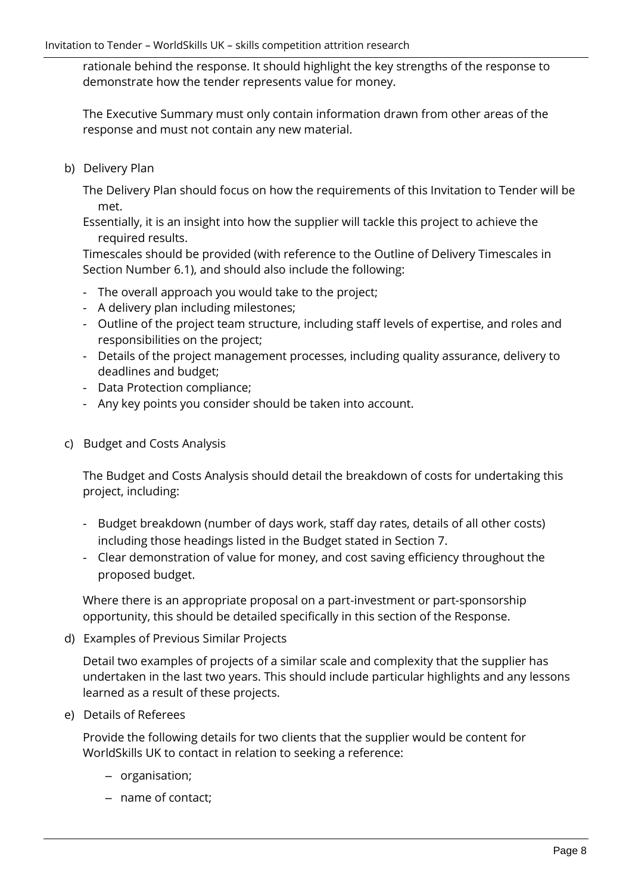rationale behind the response. It should highlight the key strengths of the response to demonstrate how the tender represents value for money.

The Executive Summary must only contain information drawn from other areas of the response and must not contain any new material.

b) Delivery Plan

The Delivery Plan should focus on how the requirements of this Invitation to Tender will be met.

Essentially, it is an insight into how the supplier will tackle this project to achieve the required results.

Timescales should be provided (with reference to the Outline of Delivery Timescales in Section Number 6.1), and should also include the following:

- The overall approach you would take to the project;
- A delivery plan including milestones;
- Outline of the project team structure, including staff levels of expertise, and roles and responsibilities on the project;
- Details of the project management processes, including quality assurance, delivery to deadlines and budget;
- Data Protection compliance;
- Any key points you consider should be taken into account.

c) Budget and Costs Analysis

The Budget and Costs Analysis should detail the breakdown of costs for undertaking this project, including:

- Budget breakdown (number of days work, staff day rates, details of all other costs) including those headings listed in the Budget stated in Section 7.
- Clear demonstration of value for money, and cost saving efficiency throughout the proposed budget.

Where there is an appropriate proposal on a part-investment or part-sponsorship opportunity, this should be detailed specifically in this section of the Response.

d) Examples of Previous Similar Projects

Detail two examples of projects of a similar scale and complexity that the supplier has undertaken in the last two years. This should include particular highlights and any lessons learned as a result of these projects.

e) Details of Referees

Provide the following details for two clients that the supplier would be content for WorldSkills UK to contact in relation to seeking a reference:

- organisation;
- name of contact;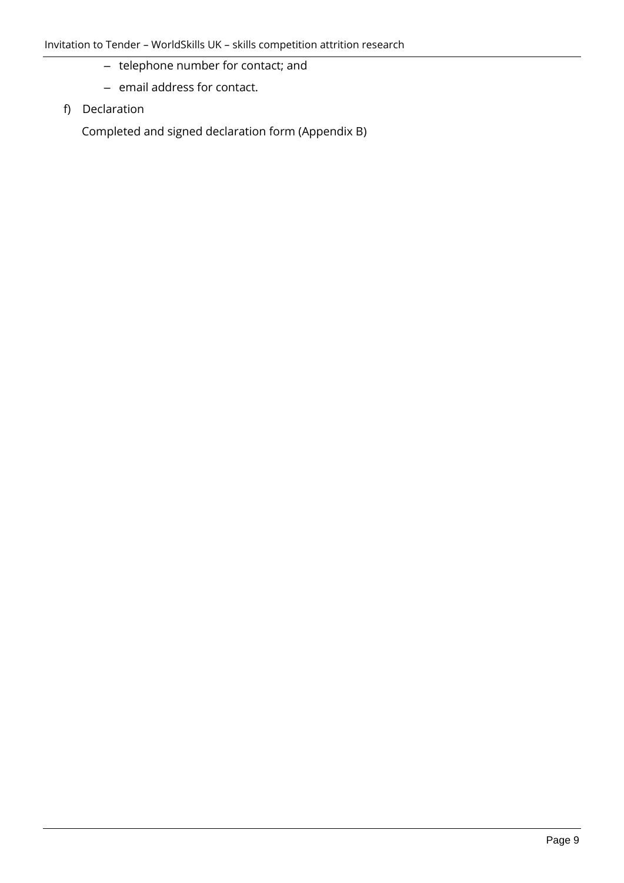- telephone number for contact; and
  - email address for contact.

f) Declaration

   Completed and signed declaration form (Appendix B)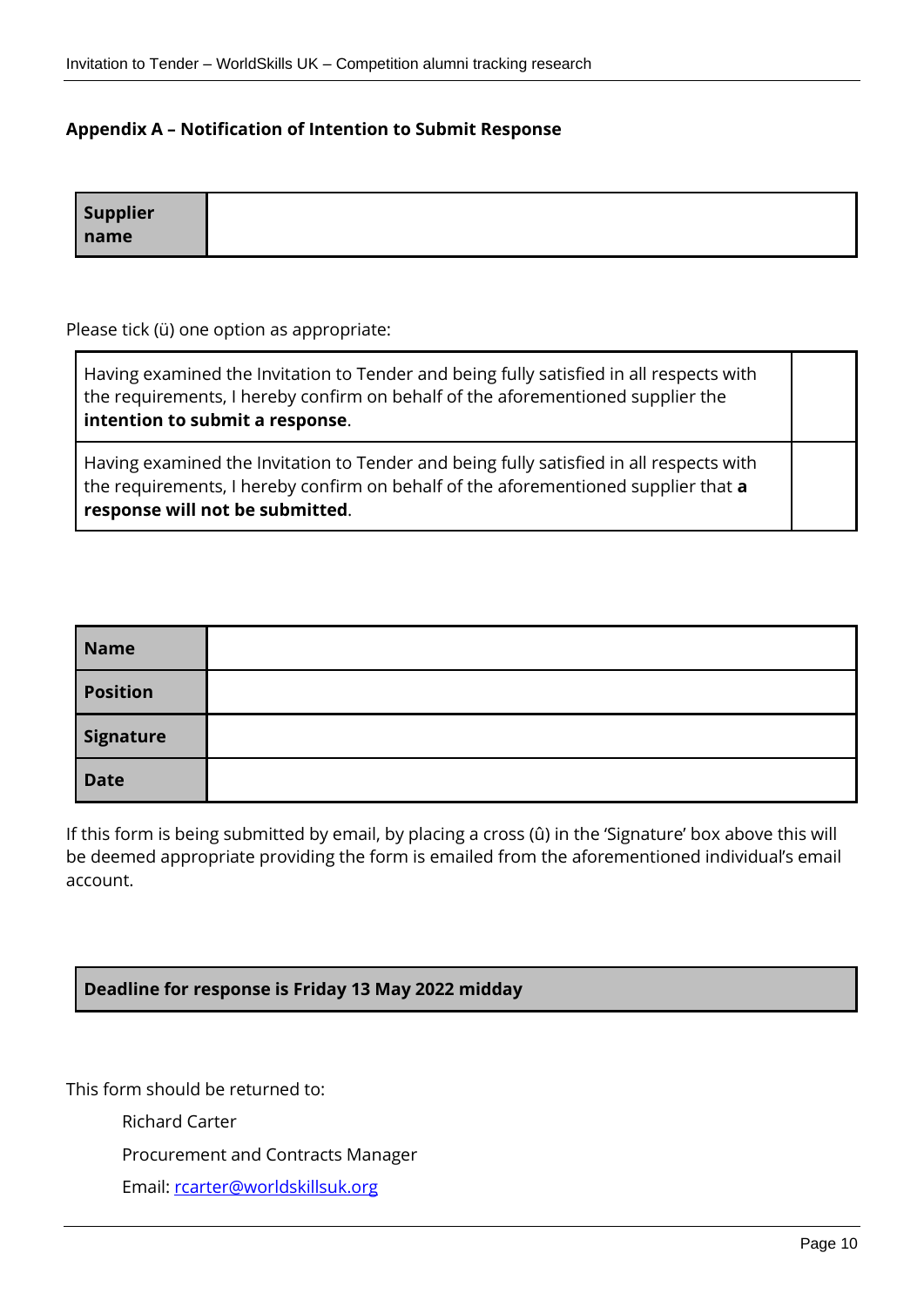**Appendix A – Notification of Intention to Submit Response**

| **Supplier name** | |
|---|---|

Please tick (ü) one option as appropriate:

| | |
|---|---|
| Having examined the Invitation to Tender and being fully satisfied in all respects with the requirements, I hereby confirm on behalf of the aforementioned supplier the **intention to submit a response**. | |
| Having examined the Invitation to Tender and being fully satisfied in all respects with the requirements, I hereby confirm on behalf of the aforementioned supplier that **a response will not be submitted**. | |

| | |
|---|---|
| **Name** | |
| **Position** | |
| **Signature** | |
| **Date** | |

If this form is being submitted by email, by placing a cross (û) in the 'Signature' box above this will be deemed appropriate providing the form is emailed from the aforementioned individual's email account.

**Deadline for response is Friday 13 May 2022 midday**

This form should be returned to:

Richard Carter

Procurement and Contracts Manager

Email: rcarter@worldskillsuk.org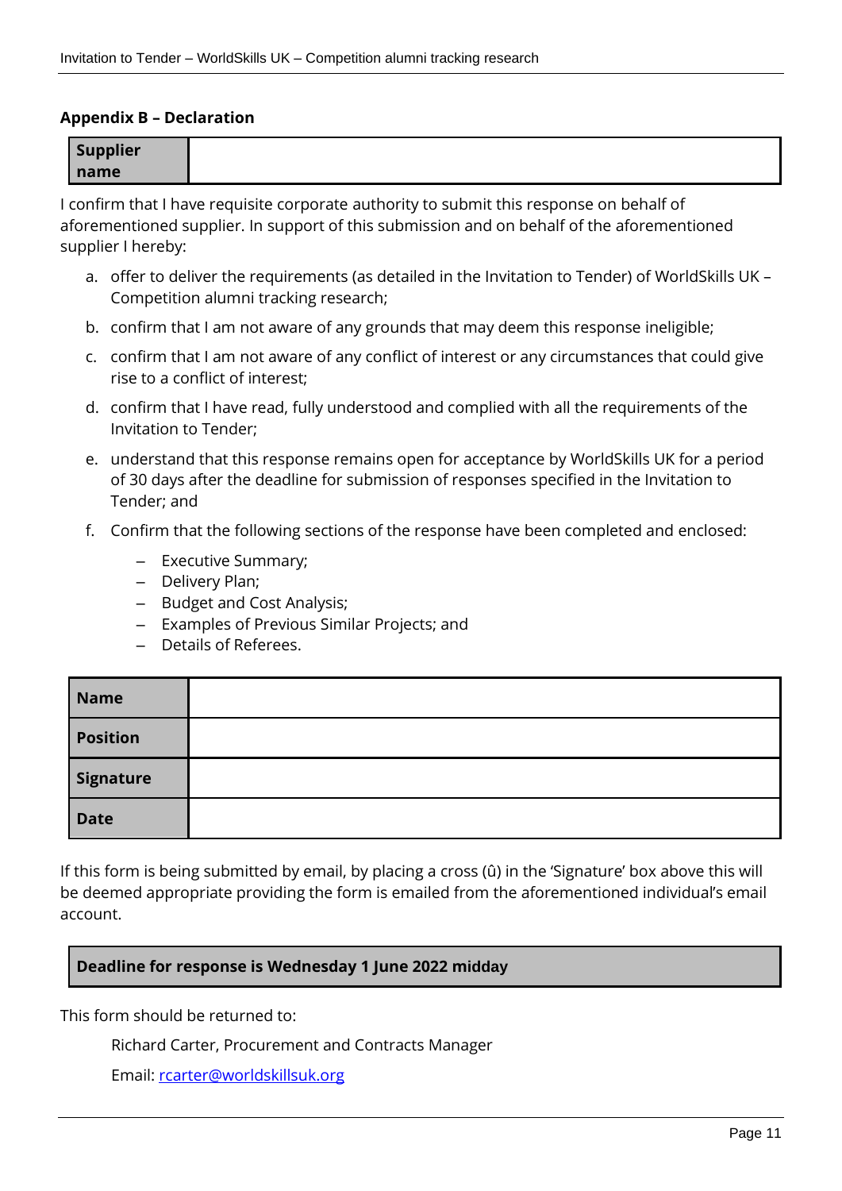## Appendix B – Declaration

| | |
|---|---|
| **Supplier name** | |

I confirm that I have requisite corporate authority to submit this response on behalf of aforementioned supplier. In support of this submission and on behalf of the aforementioned supplier I hereby:

a. offer to deliver the requirements (as detailed in the Invitation to Tender) of WorldSkills UK – Competition alumni tracking research;

b. confirm that I am not aware of any grounds that may deem this response ineligible;

c. confirm that I am not aware of any conflict of interest or any circumstances that could give rise to a conflict of interest;

d. confirm that I have read, fully understood and complied with all the requirements of the Invitation to Tender;

e. understand that this response remains open for acceptance by WorldSkills UK for a period of 30 days after the deadline for submission of responses specified in the Invitation to Tender; and

f. Confirm that the following sections of the response have been completed and enclosed:

   – Executive Summary;
   – Delivery Plan;
   – Budget and Cost Analysis;
   – Examples of Previous Similar Projects; and
   – Details of Referees.

| | |
|---|---|
| **Name** | |
| **Position** | |
| **Signature** | |
| **Date** | |

If this form is being submitted by email, by placing a cross (û) in the 'Signature' box above this will be deemed appropriate providing the form is emailed from the aforementioned individual's email account.

**Deadline for response is Wednesday 1 June 2022 midday**

This form should be returned to:

Richard Carter, Procurement and Contracts Manager

Email: rcarter@worldskillsuk.org